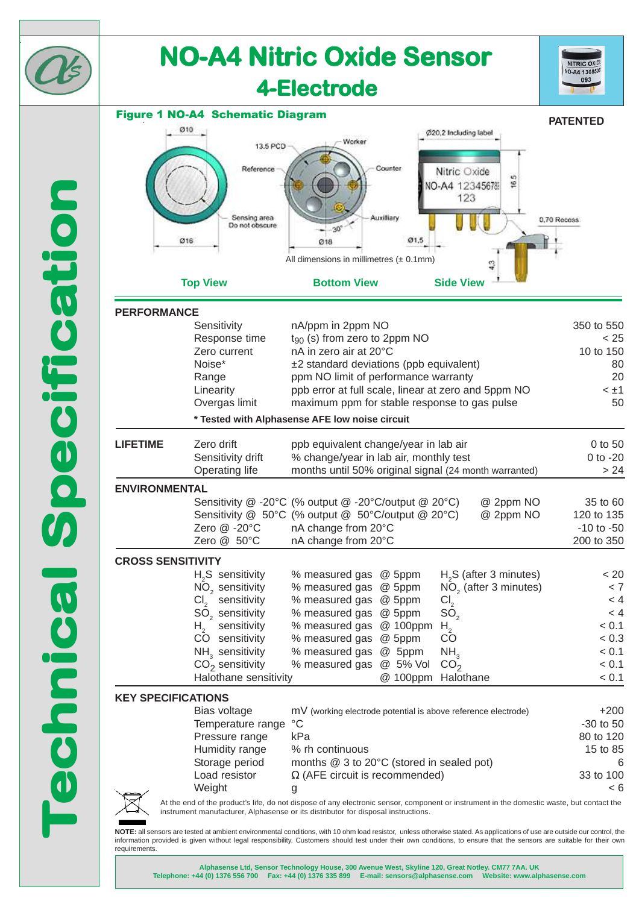# NO-A4 Nitric Oxide Sensor

## 4-Electrode

**Technical Specification**

### Figure 1 NO-A4 Schematic Diagram

**PATENTED**

All dimensions in millimetres (± 0.1mm)

Top View | Bottom View | Side View

## PERFORMANCE

| | | | |
|---|---|---|---|
| | Sensitivity | nA/ppm in 2ppm NO | 350 to 550 |
| | Response time | $t_{90}$ (s) from zero to 2ppm NO | < 25 |
| | Zero current | nA in zero air at 20°C | 10 to 150 |
| | Noise* | ±2 standard deviations (ppb equivalent) | 80 |
| | Range | ppm NO limit of performance warranty | 20 |
| | Linearity | ppb error at full scale, linear at zero and 5ppm NO | < ±1 |
| | Overgas limit | maximum ppm for stable response to gas pulse | 50 |

**\* Tested with Alphasense AFE low noise circuit**

## LIFETIME

| | | | |
|---|---|---|---|
| | Zero drift | ppb equivalent change/year in lab air | 0 to 50 |
| | Sensitivity drift | % change/year in lab air, monthly test | 0 to -20 |
| | Operating life | months until 50% original signal (24 month warranted) | > 24 |

## ENVIRONMENTAL

| | | | | |
|---|---|---|---|---|
| Sensitivity @ -20°C | (% output @ -20°C/output @ 20°C) | @ 2ppm NO | 35 to 60 |
| Sensitivity @ 50°C | (% output @ 50°C/output @ 20°C) | @ 2ppm NO | 120 to 135 |
| Zero @ -20°C | nA change from 20°C | | -10 to -50 |
| Zero @ 50°C | nA change from 20°C | | 200 to 350 |

## CROSS SENSITIVITY

| | | | | |
|---|---|---|---|---|
| $H_2S$ sensitivity | % measured gas | @ 5ppm | $H_2S$ (after 3 minutes) | < 20 |
| $NO_2$ sensitivity | % measured gas | @ 5ppm | $NO_2$ (after 3 minutes) | < 7 |
| $Cl_2$ sensitivity | % measured gas | @ 5ppm | $Cl_2$ | < 4 |
| $SO_2$ sensitivity | % measured gas | @ 5ppm | $SO_2$ | < 4 |
| $H_2$ sensitivity | % measured gas | @ 100ppm | $H_2$ | < 0.1 |
| CO sensitivity | % measured gas | @ 5ppm | CO | < 0.3 |
| $NH_3$ sensitivity | % measured gas | @ 5ppm | $NH_3$ | < 0.1 |
| $CO_2$ sensitivity | % measured gas | @ 5% Vol | $CO_2$ | < 0.1 |
| Halothane sensitivity | | @ 100ppm | Halothane | < 0.1 |

## KEY SPECIFICATIONS

| | | |
|---|---|---|
| Bias voltage | mV (working electrode potential is above reference electrode) | +200 |
| Temperature range | °C | -30 to 50 |
| Pressure range | kPa | 80 to 120 |
| Humidity range | % rh continuous | 15 to 85 |
| Storage period | months @ 3 to 20°C (stored in sealed pot) | 6 |
| Load resistor | Ω (AFE circuit is recommended) | 33 to 100 |
| Weight | g | < 6 |

At the end of the product's life, do not dispose of any electronic sensor, component or instrument in the domestic waste, but contact the instrument manufacturer, Alphasense or its distributor for disposal instructions.

**NOTE:** all sensors are tested at ambient environmental conditions, with 10 ohm load resistor, unless otherwise stated. As applications of use are outside our control, the information provided is given without legal responsibility. Customers should test under their own conditions, to ensure that the sensors are suitable for their own requirements.

**Alphasense Ltd, Sensor Technology House, 300 Avenue West, Skyline 120, Great Notley. CM77 7AA. UK**
**Telephone: +44 (0) 1376 556 700 Fax: +44 (0) 1376 335 899 E-mail: sensors@alphasense.com Website: www.alphasense.com**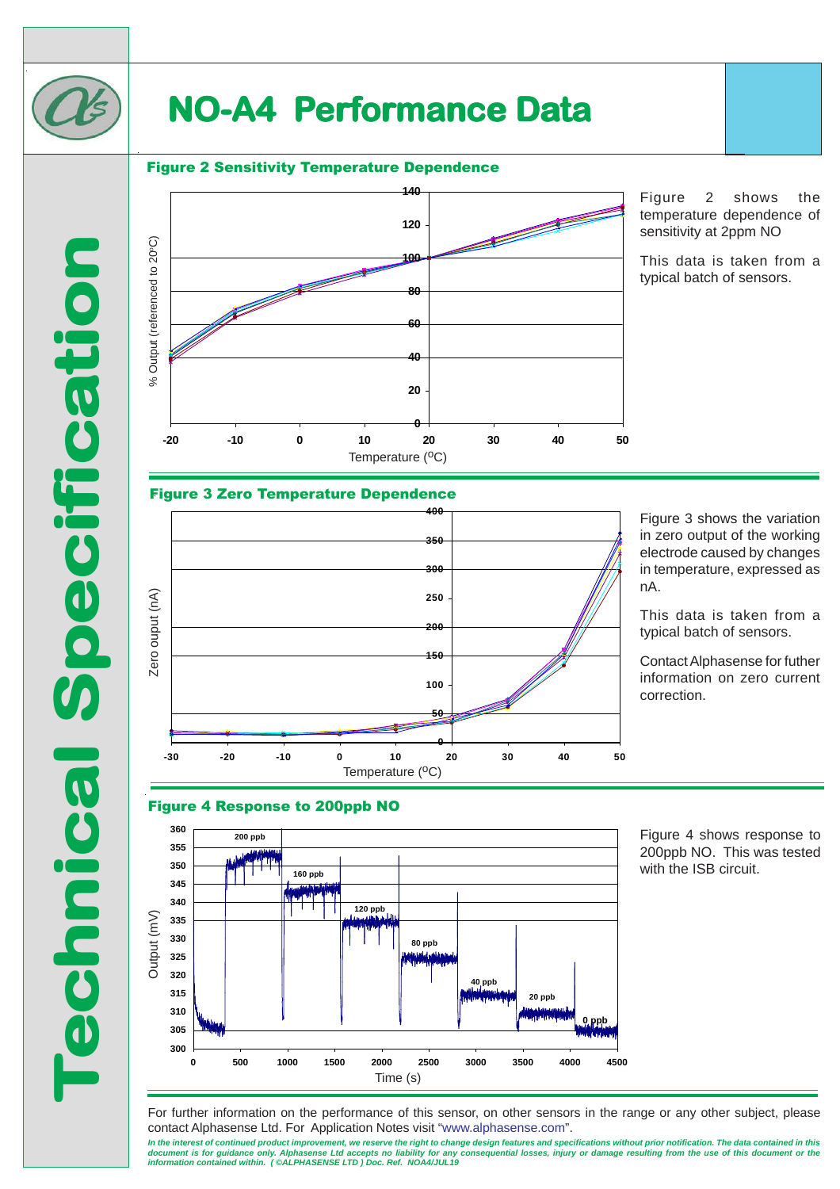# NO-A4 Performance Data

Technical Specification

### Figure 2 Sensitivity Temperature Dependence

% Output (referenced to 20°C)

140
120
100
80
60
40
20
0

-20 -10 0 10 20 30 40 50

Temperature (°C)

Figure 2 shows the temperature dependence of sensitivity at 2ppm NO

This data is taken from a typical batch of sensors.

### Figure 3 Zero Temperature Dependence

Zero ouput (nA)

400
350
300
250
200
150
100
50
0

-30 -20 -10 0 10 20 30 40 50

Temperature (°C)

Figure 3 shows the variation in zero output of the working electrode caused by changes in temperature, expressed as nA.

This data is taken from a typical batch of sensors.

Contact Alphasense for futher information on zero current correction.

### Figure 4 Response to 200ppb NO

Output (mV)

360
355
350
345
340
335
330
325
320
315
310
305
300

200 ppb
160 ppb
120 ppb
80 ppb
40 ppb
20 ppb
0 ppb

0 500 1000 1500 2000 2500 3000 3500 4000 4500

Time (s)

Figure 4 shows response to 200ppb NO. This was tested with the ISB circuit.

For further information on the performance of this sensor, on other sensors in the range or any other subject, please contact Alphasense Ltd. For Application Notes visit "www.alphasense.com".

*In the interest of continued product improvement, we reserve the right to change design features and specifications without prior notification. The data contained in this document is for guidance only. Alphasense Ltd accepts no liability for any consequential losses, injury or damage resulting from the use of this document or the information contained within. ( ©ALPHASENSE LTD ) Doc. Ref. NOA4/JUL19*